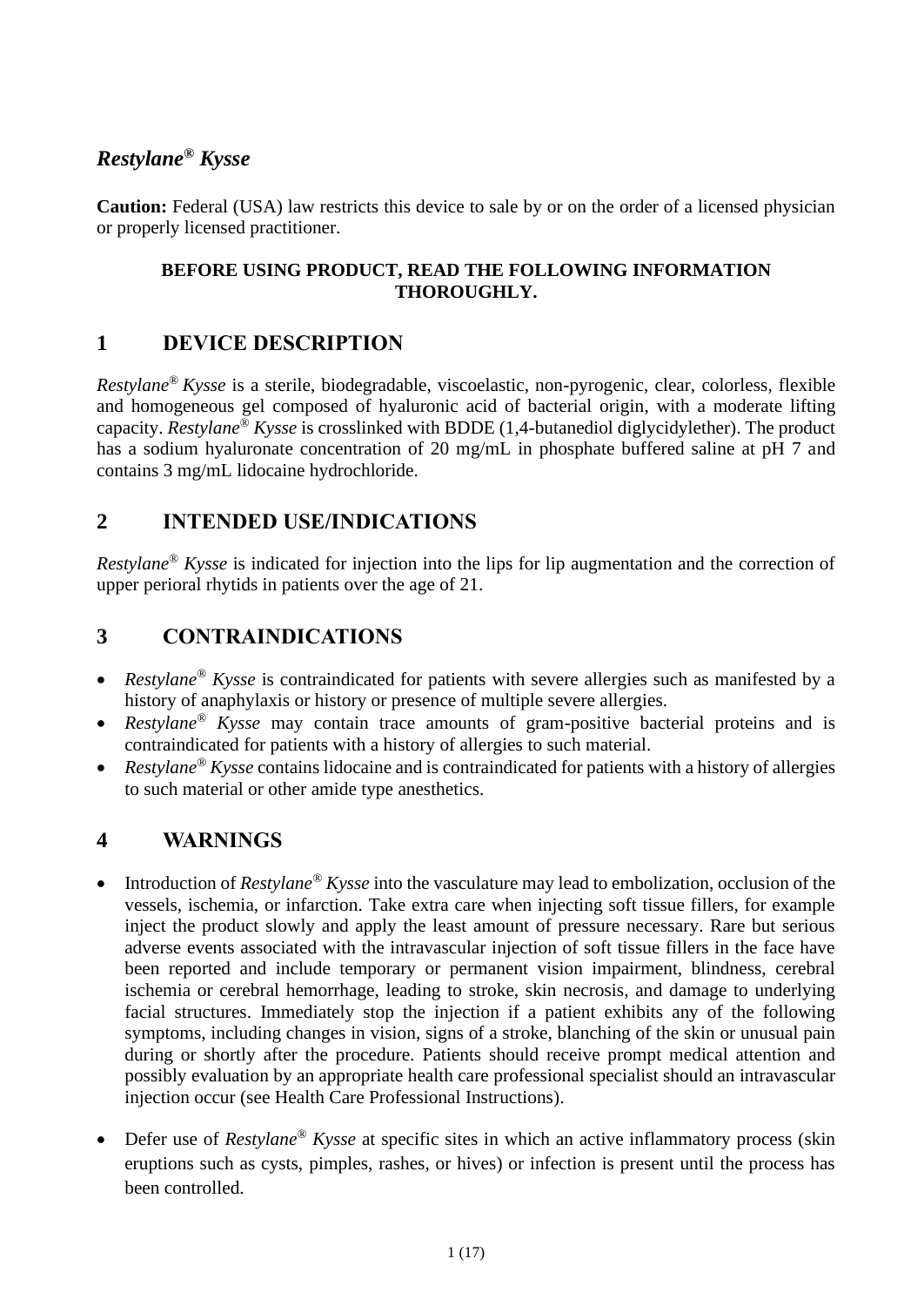# *Restylane® Kysse*

**Caution:** Federal (USA) law restricts this device to sale by or on the order of a licensed physician or properly licensed practitioner.

**BEFORE USING PRODUCT, READ THE FOLLOWING INFORMATION THOROUGHLY.**

## 1 DEVICE DESCRIPTION

*Restylane® Kysse* is a sterile, biodegradable, viscoelastic, non-pyrogenic, clear, colorless, flexible and homogeneous gel composed of hyaluronic acid of bacterial origin, with a moderate lifting capacity. *Restylane® Kysse* is crosslinked with BDDE (1,4-butanediol diglycidylether). The product has a sodium hyaluronate concentration of 20 mg/mL in phosphate buffered saline at pH 7 and contains 3 mg/mL lidocaine hydrochloride.

## 2 INTENDED USE/INDICATIONS

*Restylane® Kysse* is indicated for injection into the lips for lip augmentation and the correction of upper perioral rhytids in patients over the age of 21.

## 3 CONTRAINDICATIONS

- *Restylane® Kysse* is contraindicated for patients with severe allergies such as manifested by a history of anaphylaxis or history or presence of multiple severe allergies.
- *Restylane® Kysse* may contain trace amounts of gram-positive bacterial proteins and is contraindicated for patients with a history of allergies to such material.
- *Restylane® Kysse* contains lidocaine and is contraindicated for patients with a history of allergies to such material or other amide type anesthetics.

## 4 WARNINGS

- Introduction of *Restylane® Kysse* into the vasculature may lead to embolization, occlusion of the vessels, ischemia, or infarction. Take extra care when injecting soft tissue fillers, for example inject the product slowly and apply the least amount of pressure necessary. Rare but serious adverse events associated with the intravascular injection of soft tissue fillers in the face have been reported and include temporary or permanent vision impairment, blindness, cerebral ischemia or cerebral hemorrhage, leading to stroke, skin necrosis, and damage to underlying facial structures. Immediately stop the injection if a patient exhibits any of the following symptoms, including changes in vision, signs of a stroke, blanching of the skin or unusual pain during or shortly after the procedure. Patients should receive prompt medical attention and possibly evaluation by an appropriate health care professional specialist should an intravascular injection occur (see Health Care Professional Instructions).

- Defer use of *Restylane® Kysse* at specific sites in which an active inflammatory process (skin eruptions such as cysts, pimples, rashes, or hives) or infection is present until the process has been controlled.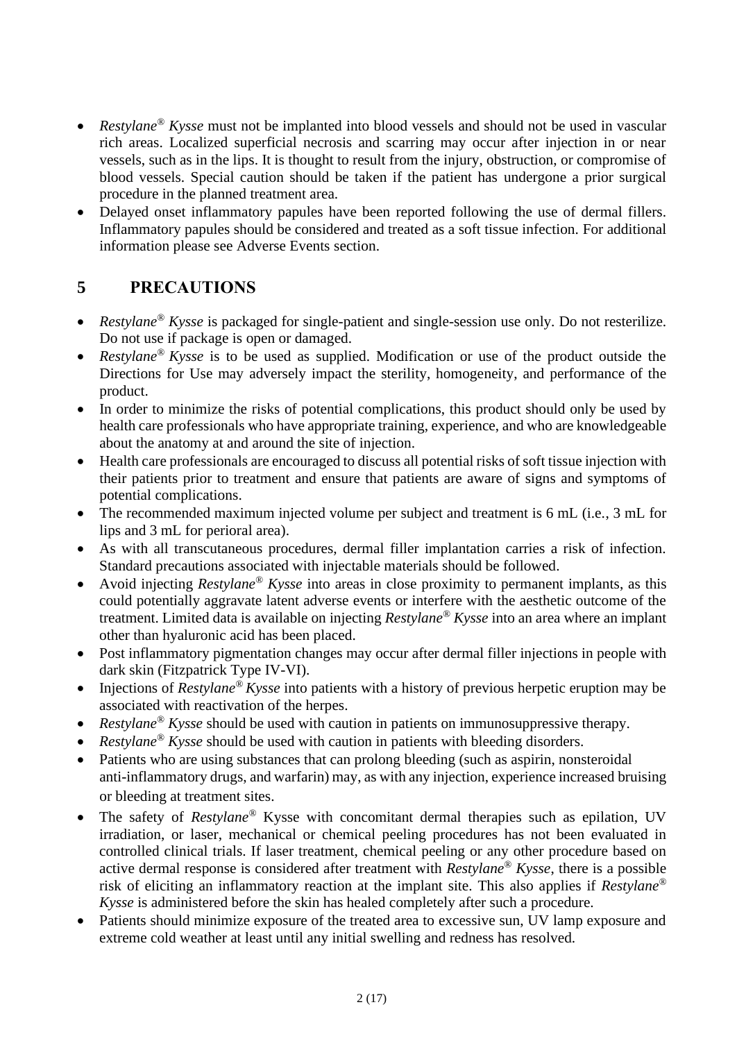- *Restylane® Kysse* must not be implanted into blood vessels and should not be used in vascular rich areas. Localized superficial necrosis and scarring may occur after injection in or near vessels, such as in the lips. It is thought to result from the injury, obstruction, or compromise of blood vessels. Special caution should be taken if the patient has undergone a prior surgical procedure in the planned treatment area.
- Delayed onset inflammatory papules have been reported following the use of dermal fillers. Inflammatory papules should be considered and treated as a soft tissue infection. For additional information please see Adverse Events section.

## 5 PRECAUTIONS

- *Restylane® Kysse* is packaged for single-patient and single-session use only. Do not resterilize. Do not use if package is open or damaged.
- *Restylane® Kysse* is to be used as supplied. Modification or use of the product outside the Directions for Use may adversely impact the sterility, homogeneity, and performance of the product.
- In order to minimize the risks of potential complications, this product should only be used by health care professionals who have appropriate training, experience, and who are knowledgeable about the anatomy at and around the site of injection.
- Health care professionals are encouraged to discuss all potential risks of soft tissue injection with their patients prior to treatment and ensure that patients are aware of signs and symptoms of potential complications.
- The recommended maximum injected volume per subject and treatment is 6 mL (i.e., 3 mL for lips and 3 mL for perioral area).
- As with all transcutaneous procedures, dermal filler implantation carries a risk of infection. Standard precautions associated with injectable materials should be followed.
- Avoid injecting *Restylane® Kysse* into areas in close proximity to permanent implants, as this could potentially aggravate latent adverse events or interfere with the aesthetic outcome of the treatment. Limited data is available on injecting *Restylane® Kysse* into an area where an implant other than hyaluronic acid has been placed.
- Post inflammatory pigmentation changes may occur after dermal filler injections in people with dark skin (Fitzpatrick Type IV-VI).
- Injections of *Restylane® Kysse* into patients with a history of previous herpetic eruption may be associated with reactivation of the herpes.
- *Restylane® Kysse* should be used with caution in patients on immunosuppressive therapy.
- *Restylane® Kysse* should be used with caution in patients with bleeding disorders.
- Patients who are using substances that can prolong bleeding (such as aspirin, nonsteroidal anti-inflammatory drugs, and warfarin) may, as with any injection, experience increased bruising or bleeding at treatment sites.
- The safety of *Restylane®* Kysse with concomitant dermal therapies such as epilation, UV irradiation, or laser, mechanical or chemical peeling procedures has not been evaluated in controlled clinical trials. If laser treatment, chemical peeling or any other procedure based on active dermal response is considered after treatment with *Restylane® Kysse*, there is a possible risk of eliciting an inflammatory reaction at the implant site. This also applies if *Restylane® Kysse* is administered before the skin has healed completely after such a procedure.
- Patients should minimize exposure of the treated area to excessive sun, UV lamp exposure and extreme cold weather at least until any initial swelling and redness has resolved.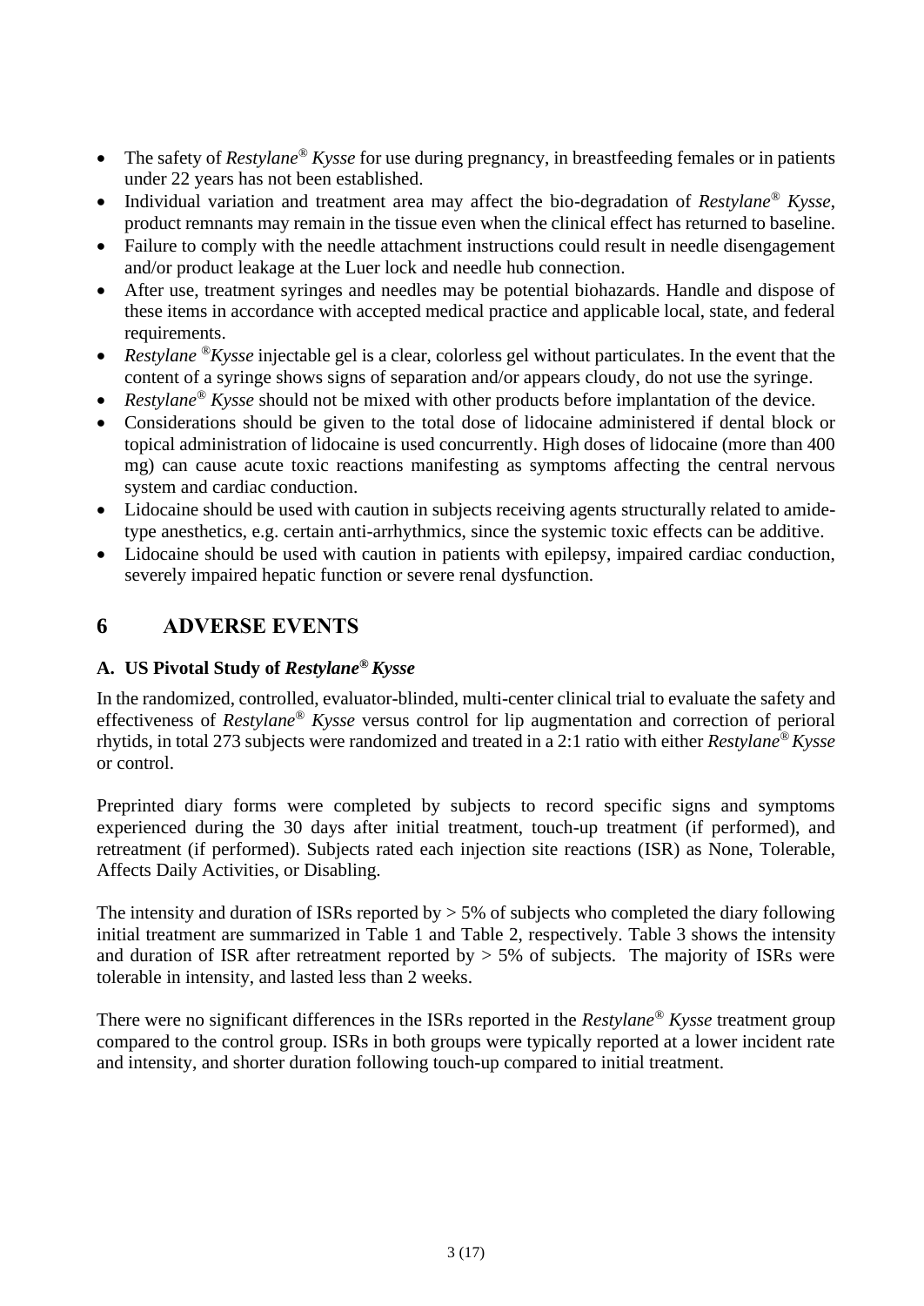- The safety of *Restylane® Kysse* for use during pregnancy, in breastfeeding females or in patients under 22 years has not been established.
- Individual variation and treatment area may affect the bio-degradation of *Restylane® Kysse*, product remnants may remain in the tissue even when the clinical effect has returned to baseline.
- Failure to comply with the needle attachment instructions could result in needle disengagement and/or product leakage at the Luer lock and needle hub connection.
- After use, treatment syringes and needles may be potential biohazards. Handle and dispose of these items in accordance with accepted medical practice and applicable local, state, and federal requirements.
- *Restylane ®Kysse* injectable gel is a clear, colorless gel without particulates. In the event that the content of a syringe shows signs of separation and/or appears cloudy, do not use the syringe.
- *Restylane® Kysse* should not be mixed with other products before implantation of the device.
- Considerations should be given to the total dose of lidocaine administered if dental block or topical administration of lidocaine is used concurrently. High doses of lidocaine (more than 400 mg) can cause acute toxic reactions manifesting as symptoms affecting the central nervous system and cardiac conduction.
- Lidocaine should be used with caution in subjects receiving agents structurally related to amide-type anesthetics, e.g. certain anti-arrhythmics, since the systemic toxic effects can be additive.
- Lidocaine should be used with caution in patients with epilepsy, impaired cardiac conduction, severely impaired hepatic function or severe renal dysfunction.

# 6 ADVERSE EVENTS

### A. US Pivotal Study of *Restylane® Kysse*

In the randomized, controlled, evaluator-blinded, multi-center clinical trial to evaluate the safety and effectiveness of *Restylane® Kysse* versus control for lip augmentation and correction of perioral rhytids, in total 273 subjects were randomized and treated in a 2:1 ratio with either *Restylane® Kysse* or control.

Preprinted diary forms were completed by subjects to record specific signs and symptoms experienced during the 30 days after initial treatment, touch-up treatment (if performed), and retreatment (if performed). Subjects rated each injection site reactions (ISR) as None, Tolerable, Affects Daily Activities, or Disabling.

The intensity and duration of ISRs reported by > 5% of subjects who completed the diary following initial treatment are summarized in Table 1 and Table 2, respectively. Table 3 shows the intensity and duration of ISR after retreatment reported by > 5% of subjects. The majority of ISRs were tolerable in intensity, and lasted less than 2 weeks.

There were no significant differences in the ISRs reported in the *Restylane® Kysse* treatment group compared to the control group. ISRs in both groups were typically reported at a lower incident rate and intensity, and shorter duration following touch-up compared to initial treatment.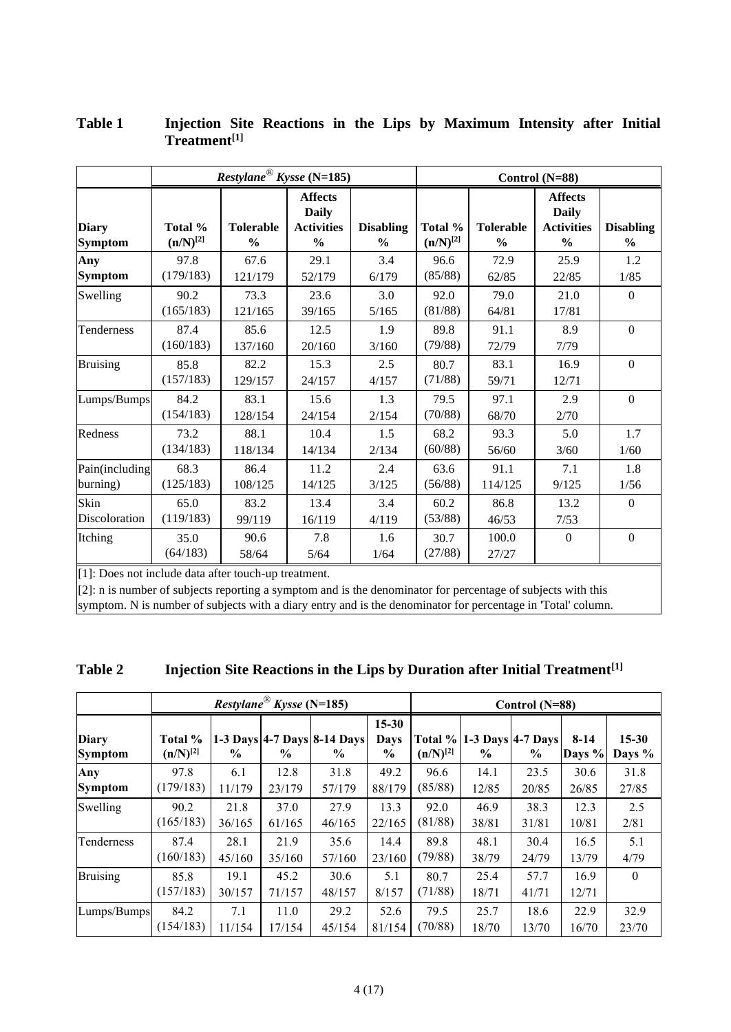**Table 1 Injection Site Reactions in the Lips by Maximum Intensity after Initial Treatment[1]**

| | *Restylane® Kysse* (N=185) | | | | Control (N=88) | | | |
|---|---|---|---|---|---|---|---|---|
| **Diary Symptom** | **Total % (n/N)[2]** | **Tolerable %** | **Affects Daily Activities %** | **Disabling %** | **Total % (n/N)[2]** | **Tolerable %** | **Affects Daily Activities %** | **Disabling %** |
| **Any Symptom** | 97.8 (179/183) | 67.6 121/179 | 29.1 52/179 | 3.4 6/179 | 96.6 (85/88) | 72.9 62/85 | 25.9 22/85 | 1.2 1/85 |
| Swelling | 90.2 (165/183) | 73.3 121/165 | 23.6 39/165 | 3.0 5/165 | 92.0 (81/88) | 79.0 64/81 | 21.0 17/81 | 0 |
| Tenderness | 87.4 (160/183) | 85.6 137/160 | 12.5 20/160 | 1.9 3/160 | 89.8 (79/88) | 91.1 72/79 | 8.9 7/79 | 0 |
| Bruising | 85.8 (157/183) | 82.2 129/157 | 15.3 24/157 | 2.5 4/157 | 80.7 (71/88) | 83.1 59/71 | 16.9 12/71 | 0 |
| Lumps/Bumps | 84.2 (154/183) | 83.1 128/154 | 15.6 24/154 | 1.3 2/154 | 79.5 (70/88) | 97.1 68/70 | 2.9 2/70 | 0 |
| Redness | 73.2 (134/183) | 88.1 118/134 | 10.4 14/134 | 1.5 2/134 | 68.2 (60/88) | 93.3 56/60 | 5.0 3/60 | 1.7 1/60 |
| Pain(including burning) | 68.3 (125/183) | 86.4 108/125 | 11.2 14/125 | 2.4 3/125 | 63.6 (56/88) | 91.1 114/125 | 7.1 9/125 | 1.8 1/56 |
| Skin Discoloration | 65.0 (119/183) | 83.2 99/119 | 13.4 16/119 | 3.4 4/119 | 60.2 (53/88) | 86.8 46/53 | 13.2 7/53 | 0 |
| Itching | 35.0 (64/183) | 90.6 58/64 | 7.8 5/64 | 1.6 1/64 | 30.7 (27/88) | 100.0 27/27 | 0 | 0 |

[1]: Does not include data after touch-up treatment.

[2]: n is number of subjects reporting a symptom and is the denominator for percentage of subjects with this symptom. N is number of subjects with a diary entry and is the denominator for percentage in 'Total' column.

**Table 2 Injection Site Reactions in the Lips by Duration after Initial Treatment[1]**

| | *Restylane® Kysse* (N=185) | | | | | Control (N=88) | | | | |
|---|---|---|---|---|---|---|---|---|---|---|
| **Diary Symptom** | **Total % (n/N)[2]** | **1-3 Days %** | **4-7 Days %** | **8-14 Days %** | **15-30 Days %** | **Total % (n/N)[2]** | **1-3 Days %** | **4-7 Days %** | **8-14 Days %** | **15-30 Days %** |
| **Any Symptom** | 97.8 (179/183) | 6.1 11/179 | 12.8 23/179 | 31.8 57/179 | 49.2 88/179 | 96.6 (85/88) | 14.1 12/85 | 23.5 20/85 | 30.6 26/85 | 31.8 27/85 |
| Swelling | 90.2 (165/183) | 21.8 36/165 | 37.0 61/165 | 27.9 46/165 | 13.3 22/165 | 92.0 (81/88) | 46.9 38/81 | 38.3 31/81 | 12.3 10/81 | 2.5 2/81 |
| Tenderness | 87.4 (160/183) | 28.1 45/160 | 21.9 35/160 | 35.6 57/160 | 14.4 23/160 | 89.8 (79/88) | 48.1 38/79 | 30.4 24/79 | 16.5 13/79 | 5.1 4/79 |
| Bruising | 85.8 (157/183) | 19.1 30/157 | 45.2 71/157 | 30.6 48/157 | 5.1 8/157 | 80.7 (71/88) | 25.4 18/71 | 57.7 41/71 | 16.9 12/71 | 0 |
| Lumps/Bumps | 84.2 (154/183) | 7.1 11/154 | 11.0 17/154 | 29.2 45/154 | 52.6 81/154 | 79.5 (70/88) | 25.7 18/70 | 18.6 13/70 | 22.9 16/70 | 32.9 23/70 |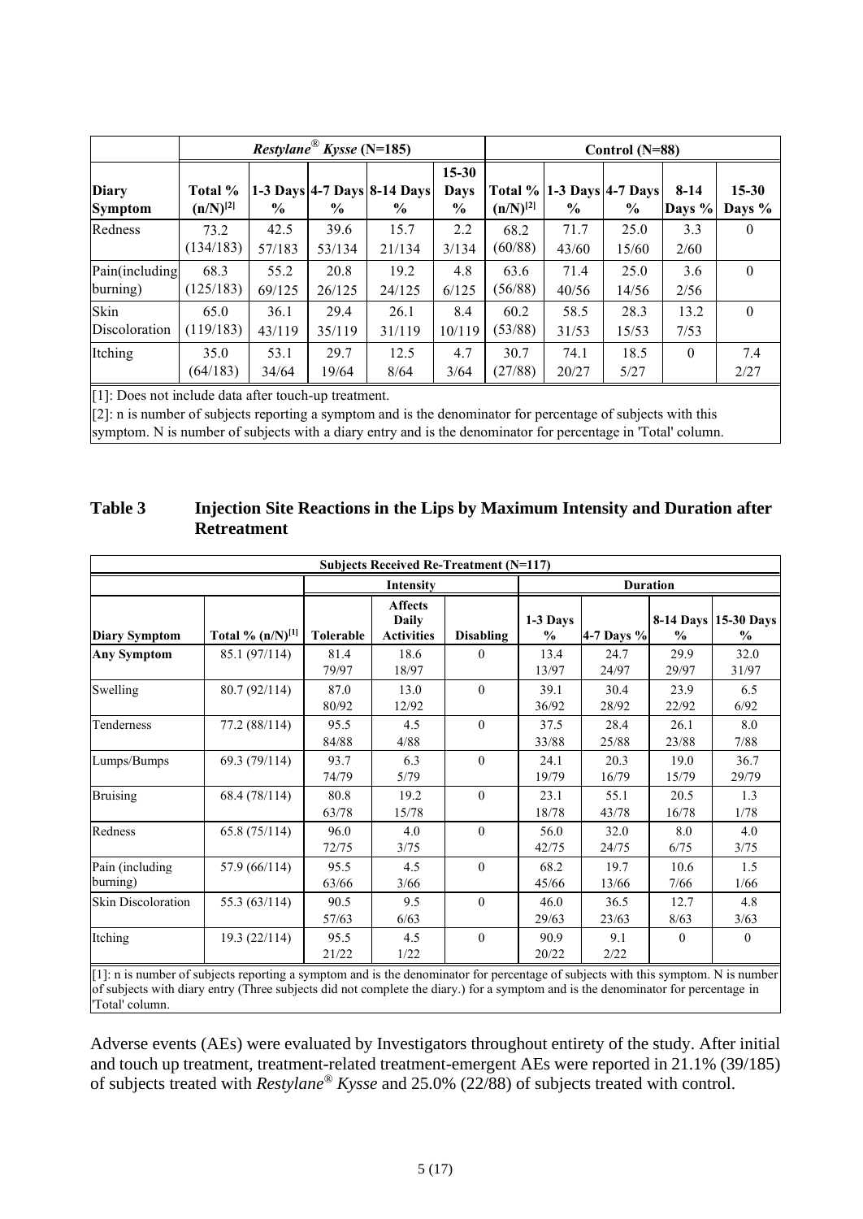| | *Restylane® Kysse* (N=185) | | | | | Control (N=88) | | | | |
|---|---|---|---|---|---|---|---|---|---|---|
| **Diary Symptom** | **Total % (n/N)[2]** | **1-3 Days %** | **4-7 Days %** | **8-14 Days %** | **15-30 Days %** | **Total % (n/N)[2]** | **1-3 Days %** | **4-7 Days %** | **8-14 Days %** | **15-30 Days %** |
| Redness | 73.2 (134/183) | 42.5 57/183 | 39.6 53/134 | 15.7 21/134 | 2.2 3/134 | 68.2 (60/88) | 71.7 43/60 | 25.0 15/60 | 3.3 2/60 | 0 |
| Pain(including burning) | 68.3 (125/183) | 55.2 69/125 | 20.8 26/125 | 19.2 24/125 | 4.8 6/125 | 63.6 (56/88) | 71.4 40/56 | 25.0 14/56 | 3.6 2/56 | 0 |
| Skin Discoloration | 65.0 (119/183) | 36.1 43/119 | 29.4 35/119 | 26.1 31/119 | 8.4 10/119 | 60.2 (53/88) | 58.5 31/53 | 28.3 15/53 | 13.2 7/53 | 0 |
| Itching | 35.0 (64/183) | 53.1 34/64 | 29.7 19/64 | 12.5 8/64 | 4.7 3/64 | 30.7 (27/88) | 74.1 20/27 | 18.5 5/27 | 0 | 7.4 2/27 |

[1]: Does not include data after touch-up treatment.
[2]: n is number of subjects reporting a symptom and is the denominator for percentage of subjects with this symptom. N is number of subjects with a diary entry and is the denominator for percentage in 'Total' column.

## Table 3 Injection Site Reactions in the Lips by Maximum Intensity and Duration after Retreatment

| Subjects Received Re-Treatment (N=117) | | | | | | | | |
|---|---|---|---|---|---|---|---|---|
| | | Intensity | | | Duration | | | |
| **Diary Symptom** | **Total % (n/N)[1]** | **Tolerable** | **Affects Daily Activities** | **Disabling** | **1-3 Days %** | **4-7 Days %** | **8-14 Days %** | **15-30 Days %** |
| **Any Symptom** | 85.1 (97/114) | 81.4 79/97 | 18.6 18/97 | 0 | 13.4 13/97 | 24.7 24/97 | 29.9 29/97 | 32.0 31/97 |
| Swelling | 80.7 (92/114) | 87.0 80/92 | 13.0 12/92 | 0 | 39.1 36/92 | 30.4 28/92 | 23.9 22/92 | 6.5 6/92 |
| Tenderness | 77.2 (88/114) | 95.5 84/88 | 4.5 4/88 | 0 | 37.5 33/88 | 28.4 25/88 | 26.1 23/88 | 8.0 7/88 |
| Lumps/Bumps | 69.3 (79/114) | 93.7 74/79 | 6.3 5/79 | 0 | 24.1 19/79 | 20.3 16/79 | 19.0 15/79 | 36.7 29/79 |
| Bruising | 68.4 (78/114) | 80.8 63/78 | 19.2 15/78 | 0 | 23.1 18/78 | 55.1 43/78 | 20.5 16/78 | 1.3 1/78 |
| Redness | 65.8 (75/114) | 96.0 72/75 | 4.0 3/75 | 0 | 56.0 42/75 | 32.0 24/75 | 8.0 6/75 | 4.0 3/75 |
| Pain (including burning) | 57.9 (66/114) | 95.5 63/66 | 4.5 3/66 | 0 | 68.2 45/66 | 19.7 13/66 | 10.6 7/66 | 1.5 1/66 |
| Skin Discoloration | 55.3 (63/114) | 90.5 57/63 | 9.5 6/63 | 0 | 46.0 29/63 | 36.5 23/63 | 12.7 8/63 | 4.8 3/63 |
| Itching | 19.3 (22/114) | 95.5 21/22 | 4.5 1/22 | 0 | 90.9 20/22 | 9.1 2/22 | 0 | 0 |

[1]: n is number of subjects reporting a symptom and is the denominator for percentage of subjects with this symptom. N is number of subjects with diary entry (Three subjects did not complete the diary.) for a symptom and is the denominator for percentage in 'Total' column.

Adverse events (AEs) were evaluated by Investigators throughout entirety of the study. After initial and touch up treatment, treatment-related treatment-emergent AEs were reported in 21.1% (39/185) of subjects treated with *Restylane® Kysse* and 25.0% (22/88) of subjects treated with control.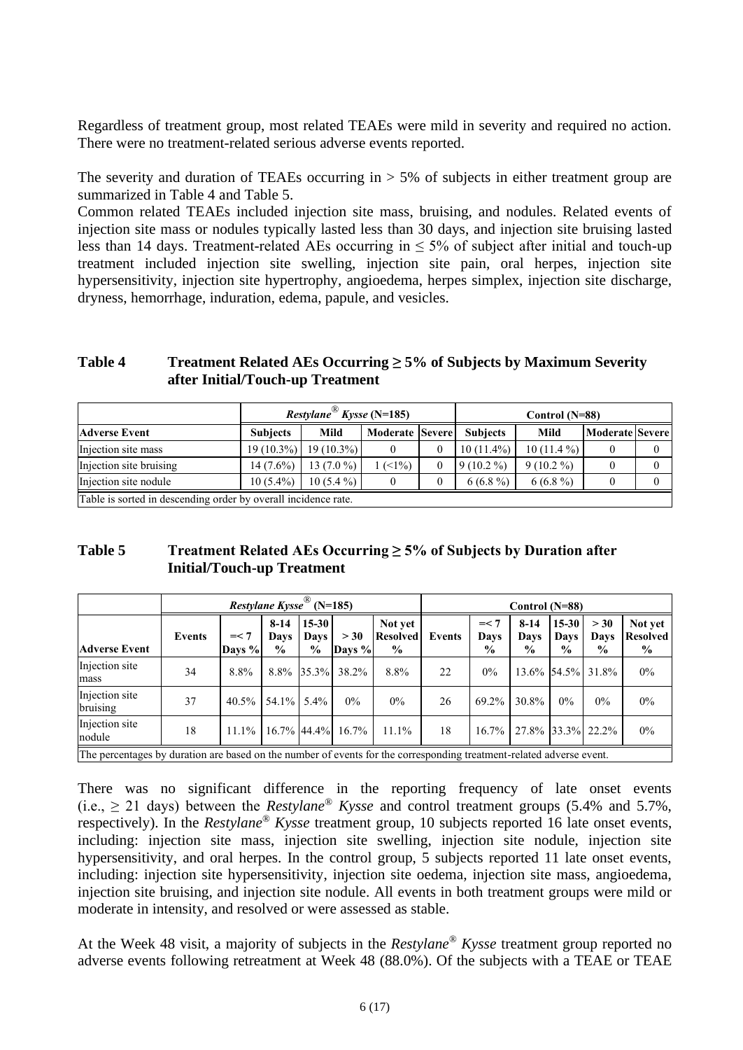Regardless of treatment group, most related TEAEs were mild in severity and required no action. There were no treatment-related serious adverse events reported.

The severity and duration of TEAEs occurring in > 5% of subjects in either treatment group are summarized in Table 4 and Table 5.

Common related TEAEs included injection site mass, bruising, and nodules. Related events of injection site mass or nodules typically lasted less than 30 days, and injection site bruising lasted less than 14 days. Treatment-related AEs occurring in ≤ 5% of subject after initial and touch-up treatment included injection site swelling, injection site pain, oral herpes, injection site hypersensitivity, injection site hypertrophy, angioedema, herpes simplex, injection site discharge, dryness, hemorrhage, induration, edema, papule, and vesicles.

**Table 4 Treatment Related AEs Occurring ≥ 5% of Subjects by Maximum Severity after Initial/Touch-up Treatment**

| | *Restylane® Kysse* (N=185) | | | | Control (N=88) | | | |
|---|---|---|---|---|---|---|---|---|
| **Adverse Event** | **Subjects** | **Mild** | **Moderate** | **Severe** | **Subjects** | **Mild** | **Moderate** | **Severe** |
| Injection site mass | 19 (10.3%) | 19 (10.3%) | 0 | 0 | 10 (11.4%) | 10 (11.4 %) | 0 | 0 |
| Injection site bruising | 14 (7.6%) | 13 (7.0 %) | 1 (<1%) | 0 | 9 (10.2 %) | 9 (10.2 %) | 0 | 0 |
| Injection site nodule | 10 (5.4%) | 10 (5.4 %) | 0 | 0 | 6 (6.8 %) | 6 (6.8 %) | 0 | 0 |

Table is sorted in descending order by overall incidence rate.

**Table 5 Treatment Related AEs Occurring ≥ 5% of Subjects by Duration after Initial/Touch-up Treatment**

| | *Restylane Kysse®* (N=185) | | | | | | Control (N=88) | | | | | |
|---|---|---|---|---|---|---|---|---|---|---|---|---|
| **Adverse Event** | **Events** | **=< 7 Days %** | **8-14 Days %** | **15-30 Days %** | **> 30 Days %** | **Not yet Resolved %** | **Events** | **=< 7 Days %** | **8-14 Days %** | **15-30 Days %** | **> 30 Days %** | **Not yet Resolved %** |
| Injection site mass | 34 | 8.8% | 8.8% | 35.3% | 38.2% | 8.8% | 22 | 0% | 13.6% | 54.5% | 31.8% | 0% |
| Injection site bruising | 37 | 40.5% | 54.1% | 5.4% | 0% | 0% | 26 | 69.2% | 30.8% | 0% | 0% | 0% |
| Injection site nodule | 18 | 11.1% | 16.7% | 44.4% | 16.7% | 11.1% | 18 | 16.7% | 27.8% | 33.3% | 22.2% | 0% |

The percentages by duration are based on the number of events for the corresponding treatment-related adverse event.

There was no significant difference in the reporting frequency of late onset events (i.e., ≥ 21 days) between the *Restylane® Kysse* and control treatment groups (5.4% and 5.7%, respectively). In the *Restylane® Kysse* treatment group, 10 subjects reported 16 late onset events, including: injection site mass, injection site swelling, injection site nodule, injection site hypersensitivity, and oral herpes. In the control group, 5 subjects reported 11 late onset events, including: injection site hypersensitivity, injection site oedema, injection site mass, angioedema, injection site bruising, and injection site nodule. All events in both treatment groups were mild or moderate in intensity, and resolved or were assessed as stable.

At the Week 48 visit, a majority of subjects in the *Restylane® Kysse* treatment group reported no adverse events following retreatment at Week 48 (88.0%). Of the subjects with a TEAE or TEAE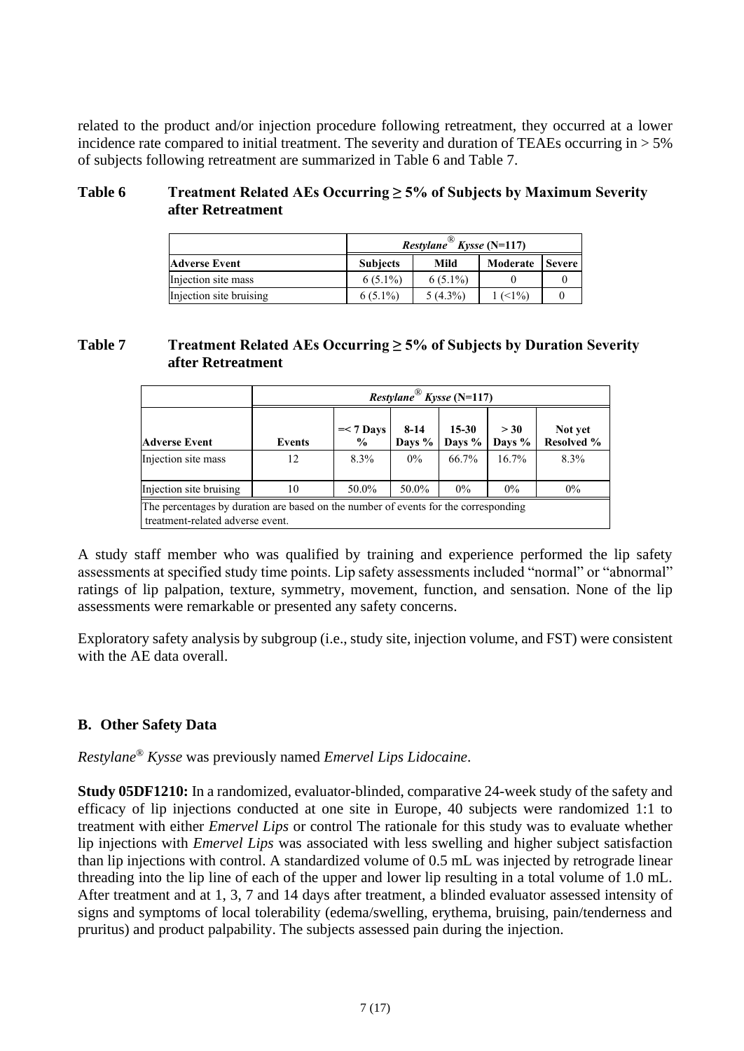related to the product and/or injection procedure following retreatment, they occurred at a lower incidence rate compared to initial treatment. The severity and duration of TEAEs occurring in > 5% of subjects following retreatment are summarized in Table 6 and Table 7.

**Table 6 Treatment Related AEs Occurring ≥ 5% of Subjects by Maximum Severity after Retreatment**

| | ***Restylane® Kysse* (N=117)** | | | |
|---|---|---|---|---|
| **Adverse Event** | **Subjects** | **Mild** | **Moderate** | **Severe** |
| Injection site mass | 6 (5.1%) | 6 (5.1%) | 0 | 0 |
| Injection site bruising | 6 (5.1%) | 5 (4.3%) | 1 (<1%) | 0 |

**Table 7 Treatment Related AEs Occurring ≥ 5% of Subjects by Duration Severity after Retreatment**

| | ***Restylane® Kysse* (N=117)** | | | | | |
|---|---|---|---|---|---|---|
| **Adverse Event** | **Events** | **=< 7 Days %** | **8-14 Days %** | **15-30 Days %** | **> 30 Days %** | **Not yet Resolved %** |
| Injection site mass | 12 | 8.3% | 0% | 66.7% | 16.7% | 8.3% |
| Injection site bruising | 10 | 50.0% | 50.0% | 0% | 0% | 0% |
| The percentages by duration are based on the number of events for the corresponding treatment-related adverse event. | | | | | | |

A study staff member who was qualified by training and experience performed the lip safety assessments at specified study time points. Lip safety assessments included "normal" or "abnormal" ratings of lip palpation, texture, symmetry, movement, function, and sensation. None of the lip assessments were remarkable or presented any safety concerns.

Exploratory safety analysis by subgroup (i.e., study site, injection volume, and FST) were consistent with the AE data overall.

## B. Other Safety Data

*Restylane® Kysse* was previously named *Emervel Lips Lidocaine*.

**Study 05DF1210:** In a randomized, evaluator-blinded, comparative 24-week study of the safety and efficacy of lip injections conducted at one site in Europe, 40 subjects were randomized 1:1 to treatment with either *Emervel Lips* or control The rationale for this study was to evaluate whether lip injections with *Emervel Lips* was associated with less swelling and higher subject satisfaction than lip injections with control. A standardized volume of 0.5 mL was injected by retrograde linear threading into the lip line of each of the upper and lower lip resulting in a total volume of 1.0 mL. After treatment and at 1, 3, 7 and 14 days after treatment, a blinded evaluator assessed intensity of signs and symptoms of local tolerability (edema/swelling, erythema, bruising, pain/tenderness and pruritus) and product palpability. The subjects assessed pain during the injection.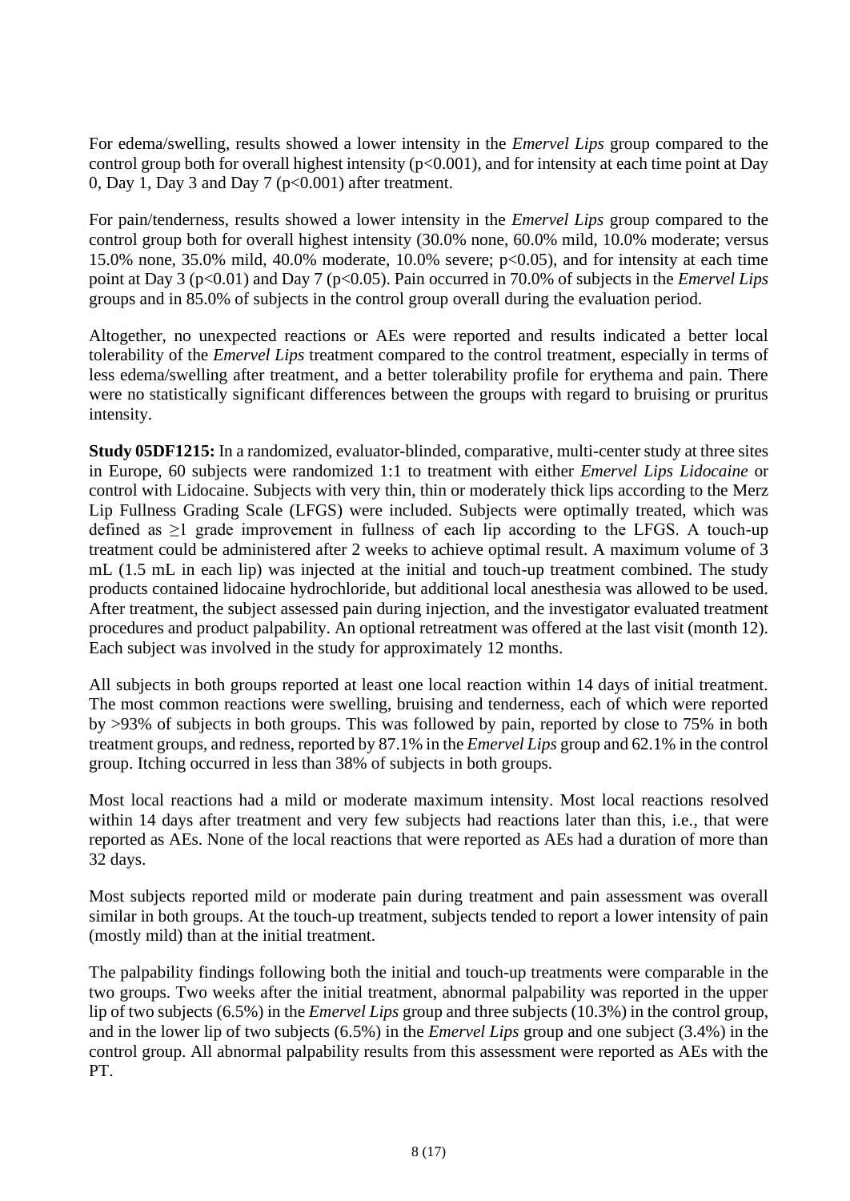For edema/swelling, results showed a lower intensity in the *Emervel Lips* group compared to the control group both for overall highest intensity ($p<0.001$), and for intensity at each time point at Day 0, Day 1, Day 3 and Day 7 ($p<0.001$) after treatment.

For pain/tenderness, results showed a lower intensity in the *Emervel Lips* group compared to the control group both for overall highest intensity (30.0% none, 60.0% mild, 10.0% moderate; versus 15.0% none, 35.0% mild, 40.0% moderate, 10.0% severe; $p<0.05$), and for intensity at each time point at Day 3 ($p<0.01$) and Day 7 ($p<0.05$). Pain occurred in 70.0% of subjects in the *Emervel Lips* groups and in 85.0% of subjects in the control group overall during the evaluation period.

Altogether, no unexpected reactions or AEs were reported and results indicated a better local tolerability of the *Emervel Lips* treatment compared to the control treatment, especially in terms of less edema/swelling after treatment, and a better tolerability profile for erythema and pain. There were no statistically significant differences between the groups with regard to bruising or pruritus intensity.

**Study 05DF1215:** In a randomized, evaluator-blinded, comparative, multi-center study at three sites in Europe, 60 subjects were randomized 1:1 to treatment with either *Emervel Lips Lidocaine* or control with Lidocaine. Subjects with very thin, thin or moderately thick lips according to the Merz Lip Fullness Grading Scale (LFGS) were included. Subjects were optimally treated, which was defined as ≥1 grade improvement in fullness of each lip according to the LFGS. A touch-up treatment could be administered after 2 weeks to achieve optimal result. A maximum volume of 3 mL (1.5 mL in each lip) was injected at the initial and touch-up treatment combined. The study products contained lidocaine hydrochloride, but additional local anesthesia was allowed to be used. After treatment, the subject assessed pain during injection, and the investigator evaluated treatment procedures and product palpability. An optional retreatment was offered at the last visit (month 12). Each subject was involved in the study for approximately 12 months.

All subjects in both groups reported at least one local reaction within 14 days of initial treatment. The most common reactions were swelling, bruising and tenderness, each of which were reported by >93% of subjects in both groups. This was followed by pain, reported by close to 75% in both treatment groups, and redness, reported by 87.1% in the *Emervel Lips* group and 62.1% in the control group. Itching occurred in less than 38% of subjects in both groups.

Most local reactions had a mild or moderate maximum intensity. Most local reactions resolved within 14 days after treatment and very few subjects had reactions later than this, i.e., that were reported as AEs. None of the local reactions that were reported as AEs had a duration of more than 32 days.

Most subjects reported mild or moderate pain during treatment and pain assessment was overall similar in both groups. At the touch-up treatment, subjects tended to report a lower intensity of pain (mostly mild) than at the initial treatment.

The palpability findings following both the initial and touch-up treatments were comparable in the two groups. Two weeks after the initial treatment, abnormal palpability was reported in the upper lip of two subjects (6.5%) in the *Emervel Lips* group and three subjects (10.3%) in the control group, and in the lower lip of two subjects (6.5%) in the *Emervel Lips* group and one subject (3.4%) in the control group. All abnormal palpability results from this assessment were reported as AEs with the PT.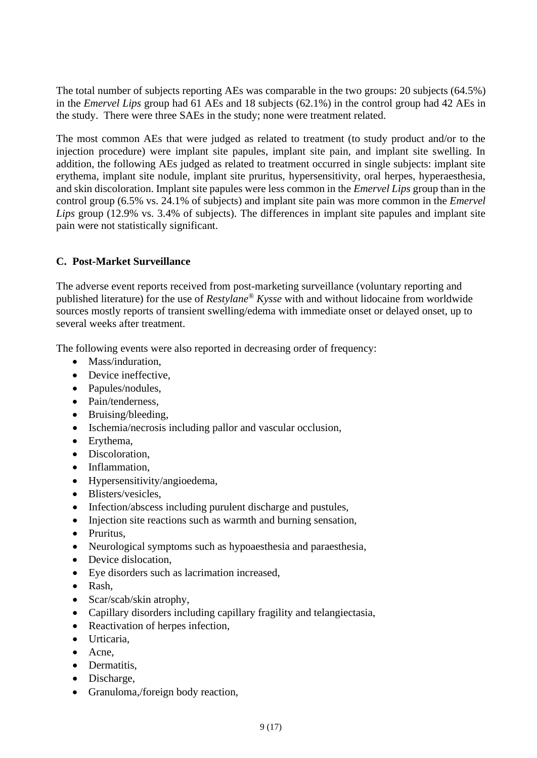The total number of subjects reporting AEs was comparable in the two groups: 20 subjects (64.5%) in the *Emervel Lips* group had 61 AEs and 18 subjects (62.1%) in the control group had 42 AEs in the study. There were three SAEs in the study; none were treatment related.

The most common AEs that were judged as related to treatment (to study product and/or to the injection procedure) were implant site papules, implant site pain, and implant site swelling. In addition, the following AEs judged as related to treatment occurred in single subjects: implant site erythema, implant site nodule, implant site pruritus, hypersensitivity, oral herpes, hyperaesthesia, and skin discoloration. Implant site papules were less common in the *Emervel Lips* group than in the control group (6.5% vs. 24.1% of subjects) and implant site pain was more common in the *Emervel Lips* group (12.9% vs. 3.4% of subjects). The differences in implant site papules and implant site pain were not statistically significant.

## C. Post-Market Surveillance

The adverse event reports received from post-marketing surveillance (voluntary reporting and published literature) for the use of *Restylane® Kysse* with and without lidocaine from worldwide sources mostly reports of transient swelling/edema with immediate onset or delayed onset, up to several weeks after treatment.

The following events were also reported in decreasing order of frequency:

- Mass/induration,
- Device ineffective,
- Papules/nodules,
- Pain/tenderness,
- Bruising/bleeding,
- Ischemia/necrosis including pallor and vascular occlusion,
- Erythema,
- Discoloration,
- Inflammation,
- Hypersensitivity/angioedema,
- Blisters/vesicles,
- Infection/abscess including purulent discharge and pustules,
- Injection site reactions such as warmth and burning sensation,
- Pruritus,
- Neurological symptoms such as hypoaesthesia and paraesthesia,
- Device dislocation,
- Eye disorders such as lacrimation increased,
- Rash,
- Scar/scab/skin atrophy,
- Capillary disorders including capillary fragility and telangiectasia,
- Reactivation of herpes infection,
- Urticaria,
- Acne,
- Dermatitis,
- Discharge,
- Granuloma,/foreign body reaction,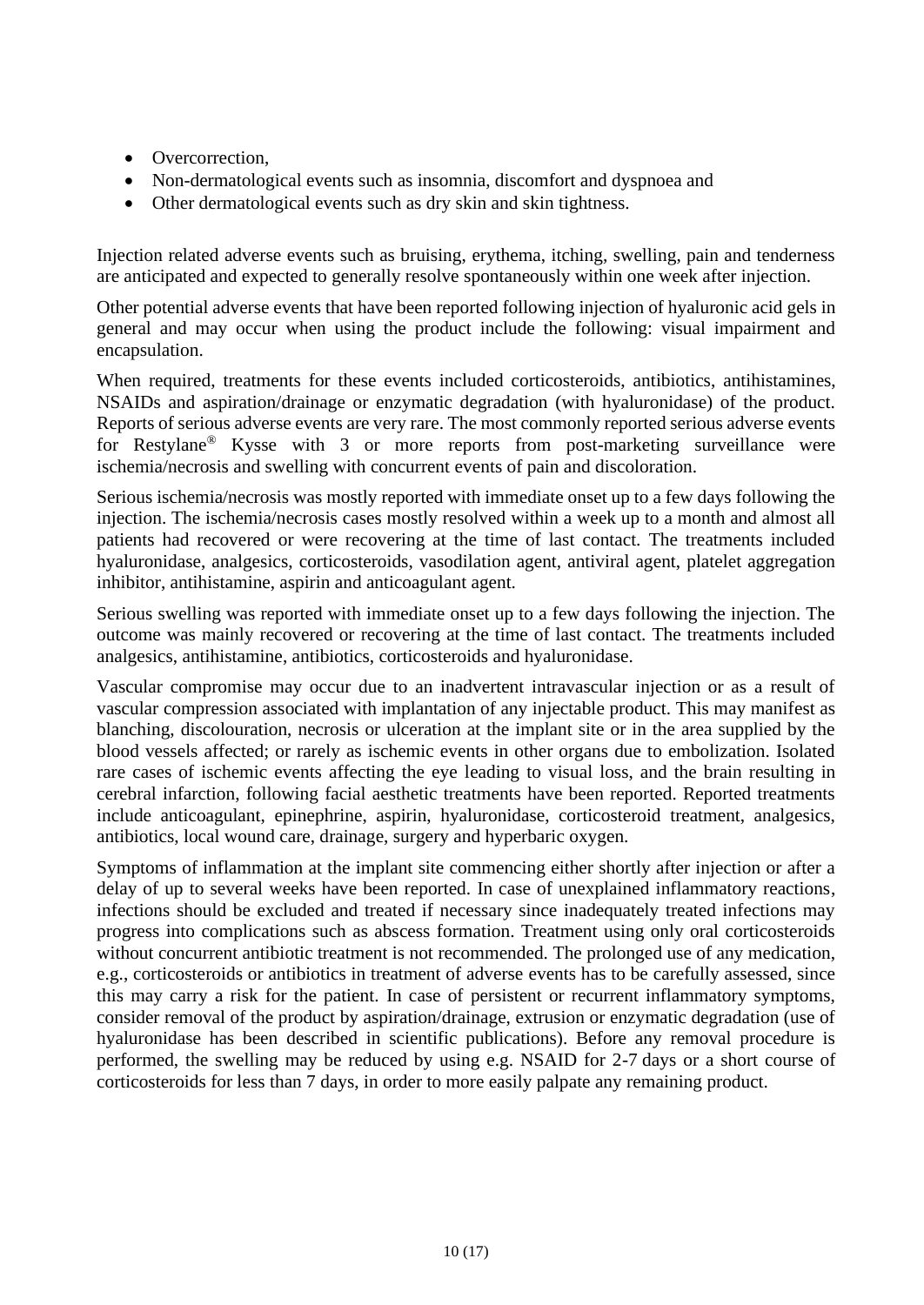- Overcorrection,
- Non-dermatological events such as insomnia, discomfort and dyspnoea and
- Other dermatological events such as dry skin and skin tightness.

Injection related adverse events such as bruising, erythema, itching, swelling, pain and tenderness are anticipated and expected to generally resolve spontaneously within one week after injection.

Other potential adverse events that have been reported following injection of hyaluronic acid gels in general and may occur when using the product include the following: visual impairment and encapsulation.

When required, treatments for these events included corticosteroids, antibiotics, antihistamines, NSAIDs and aspiration/drainage or enzymatic degradation (with hyaluronidase) of the product. Reports of serious adverse events are very rare. The most commonly reported serious adverse events for Restylane® Kysse with 3 or more reports from post-marketing surveillance were ischemia/necrosis and swelling with concurrent events of pain and discoloration.

Serious ischemia/necrosis was mostly reported with immediate onset up to a few days following the injection. The ischemia/necrosis cases mostly resolved within a week up to a month and almost all patients had recovered or were recovering at the time of last contact. The treatments included hyaluronidase, analgesics, corticosteroids, vasodilation agent, antiviral agent, platelet aggregation inhibitor, antihistamine, aspirin and anticoagulant agent.

Serious swelling was reported with immediate onset up to a few days following the injection. The outcome was mainly recovered or recovering at the time of last contact. The treatments included analgesics, antihistamine, antibiotics, corticosteroids and hyaluronidase.

Vascular compromise may occur due to an inadvertent intravascular injection or as a result of vascular compression associated with implantation of any injectable product. This may manifest as blanching, discolouration, necrosis or ulceration at the implant site or in the area supplied by the blood vessels affected; or rarely as ischemic events in other organs due to embolization. Isolated rare cases of ischemic events affecting the eye leading to visual loss, and the brain resulting in cerebral infarction, following facial aesthetic treatments have been reported. Reported treatments include anticoagulant, epinephrine, aspirin, hyaluronidase, corticosteroid treatment, analgesics, antibiotics, local wound care, drainage, surgery and hyperbaric oxygen.

Symptoms of inflammation at the implant site commencing either shortly after injection or after a delay of up to several weeks have been reported. In case of unexplained inflammatory reactions, infections should be excluded and treated if necessary since inadequately treated infections may progress into complications such as abscess formation. Treatment using only oral corticosteroids without concurrent antibiotic treatment is not recommended. The prolonged use of any medication, e.g., corticosteroids or antibiotics in treatment of adverse events has to be carefully assessed, since this may carry a risk for the patient. In case of persistent or recurrent inflammatory symptoms, consider removal of the product by aspiration/drainage, extrusion or enzymatic degradation (use of hyaluronidase has been described in scientific publications). Before any removal procedure is performed, the swelling may be reduced by using e.g. NSAID for 2-7 days or a short course of corticosteroids for less than 7 days, in order to more easily palpate any remaining product.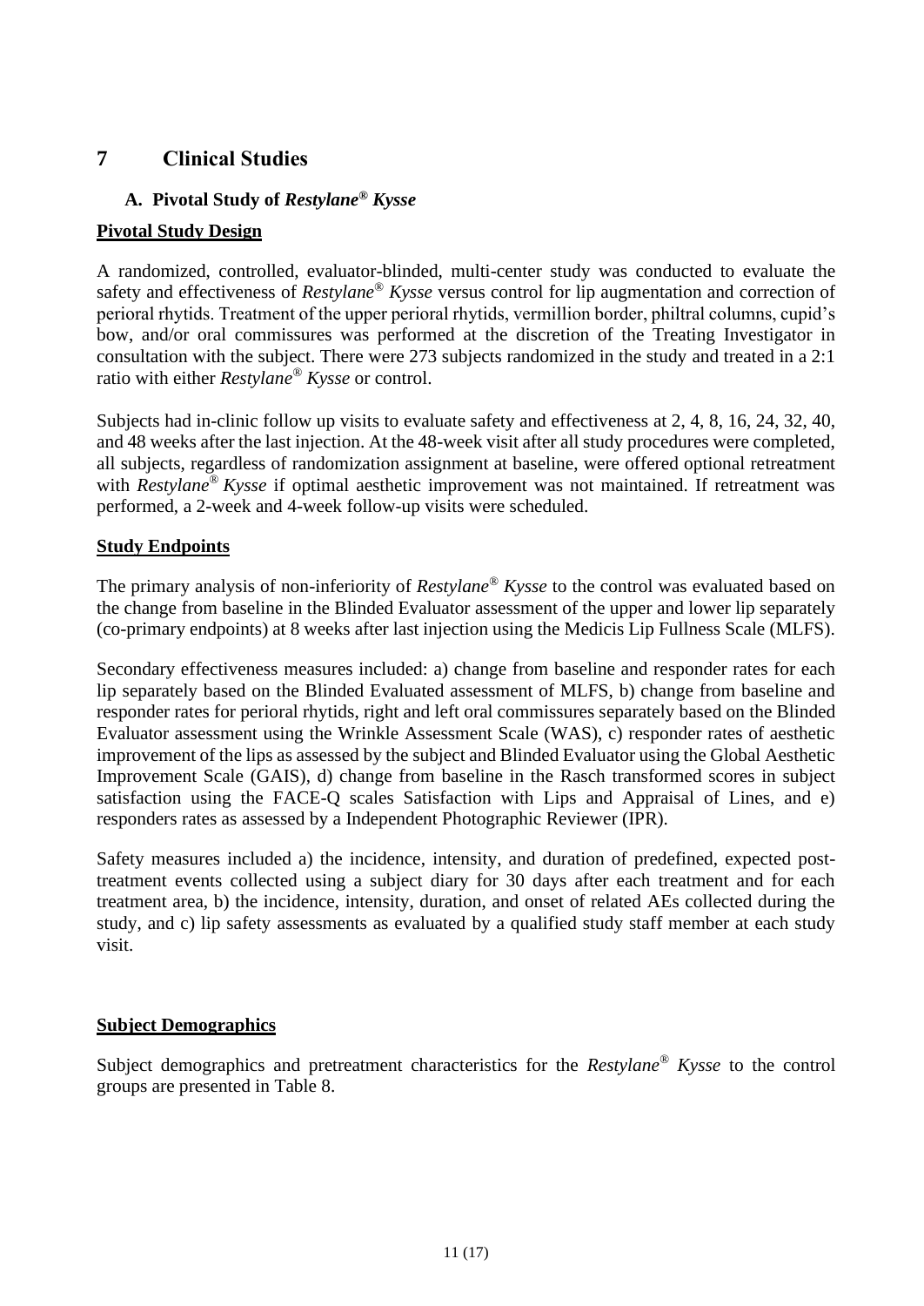# 7 Clinical Studies

## A. Pivotal Study of *Restylane® Kysse*

**Pivotal Study Design**

A randomized, controlled, evaluator-blinded, multi-center study was conducted to evaluate the safety and effectiveness of *Restylane® Kysse* versus control for lip augmentation and correction of perioral rhytids. Treatment of the upper perioral rhytids, vermillion border, philtral columns, cupid's bow, and/or oral commissures was performed at the discretion of the Treating Investigator in consultation with the subject. There were 273 subjects randomized in the study and treated in a 2:1 ratio with either *Restylane® Kysse* or control.

Subjects had in-clinic follow up visits to evaluate safety and effectiveness at 2, 4, 8, 16, 24, 32, 40, and 48 weeks after the last injection. At the 48-week visit after all study procedures were completed, all subjects, regardless of randomization assignment at baseline, were offered optional retreatment with *Restylane® Kysse* if optimal aesthetic improvement was not maintained. If retreatment was performed, a 2-week and 4-week follow-up visits were scheduled.

**Study Endpoints**

The primary analysis of non-inferiority of *Restylane® Kysse* to the control was evaluated based on the change from baseline in the Blinded Evaluator assessment of the upper and lower lip separately (co-primary endpoints) at 8 weeks after last injection using the Medicis Lip Fullness Scale (MLFS).

Secondary effectiveness measures included: a) change from baseline and responder rates for each lip separately based on the Blinded Evaluated assessment of MLFS, b) change from baseline and responder rates for perioral rhytids, right and left oral commissures separately based on the Blinded Evaluator assessment using the Wrinkle Assessment Scale (WAS), c) responder rates of aesthetic improvement of the lips as assessed by the subject and Blinded Evaluator using the Global Aesthetic Improvement Scale (GAIS), d) change from baseline in the Rasch transformed scores in subject satisfaction using the FACE-Q scales Satisfaction with Lips and Appraisal of Lines, and e) responders rates as assessed by a Independent Photographic Reviewer (IPR).

Safety measures included a) the incidence, intensity, and duration of predefined, expected post-treatment events collected using a subject diary for 30 days after each treatment and for each treatment area, b) the incidence, intensity, duration, and onset of related AEs collected during the study, and c) lip safety assessments as evaluated by a qualified study staff member at each study visit.

**Subject Demographics**

Subject demographics and pretreatment characteristics for the *Restylane® Kysse* to the control groups are presented in Table 8.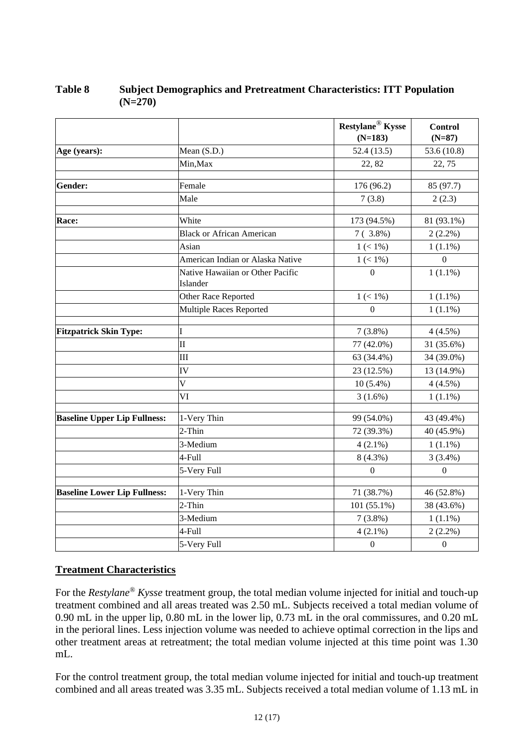**Table 8 Subject Demographics and Pretreatment Characteristics: ITT Population (N=270)**

| | | Restylane® Kysse (N=183) | Control (N=87) |
|---|---|---|---|
| **Age (years):** | Mean (S.D.) | 52.4 (13.5) | 53.6 (10.8) |
| | Min,Max | 22, 82 | 22, 75 |
| | | | |
| **Gender:** | Female | 176 (96.2) | 85 (97.7) |
| | Male | 7 (3.8) | 2 (2.3) |
| | | | |
| **Race:** | White | 173 (94.5%) | 81 (93.1%) |
| | Black or African American | 7 ( 3.8%) | 2 (2.2%) |
| | Asian | 1 (< 1%) | 1 (1.1%) |
| | American Indian or Alaska Native | 1 (< 1%) | 0 |
| | Native Hawaiian or Other Pacific Islander | 0 | 1 (1.1%) |
| | Other Race Reported | 1 (< 1%) | 1 (1.1%) |
| | Multiple Races Reported | 0 | 1 (1.1%) |
| | | | |
| **Fitzpatrick Skin Type:** | I | 7 (3.8%) | 4 (4.5%) |
| | II | 77 (42.0%) | 31 (35.6%) |
| | III | 63 (34.4%) | 34 (39.0%) |
| | IV | 23 (12.5%) | 13 (14.9%) |
| | V | 10 (5.4%) | 4 (4.5%) |
| | VI | 3 (1.6%) | 1 (1.1%) |
| | | | |
| **Baseline Upper Lip Fullness:** | 1-Very Thin | 99 (54.0%) | 43 (49.4%) |
| | 2-Thin | 72 (39.3%) | 40 (45.9%) |
| | 3-Medium | 4 (2.1%) | 1 (1.1%) |
| | 4-Full | 8 (4.3%) | 3 (3.4%) |
| | 5-Very Full | 0 | 0 |
| | | | |
| **Baseline Lower Lip Fullness:** | 1-Very Thin | 71 (38.7%) | 46 (52.8%) |
| | 2-Thin | 101 (55.1%) | 38 (43.6%) |
| | 3-Medium | 7 (3.8%) | 1 (1.1%) |
| | 4-Full | 4 (2.1%) | 2 (2.2%) |
| | 5-Very Full | 0 | 0 |

## Treatment Characteristics

For the *Restylane® Kysse* treatment group, the total median volume injected for initial and touch-up treatment combined and all areas treated was 2.50 mL. Subjects received a total median volume of 0.90 mL in the upper lip, 0.80 mL in the lower lip, 0.73 mL in the oral commissures, and 0.20 mL in the perioral lines. Less injection volume was needed to achieve optimal correction in the lips and other treatment areas at retreatment; the total median volume injected at this time point was 1.30 mL.

For the control treatment group, the total median volume injected for initial and touch-up treatment combined and all areas treated was 3.35 mL. Subjects received a total median volume of 1.13 mL in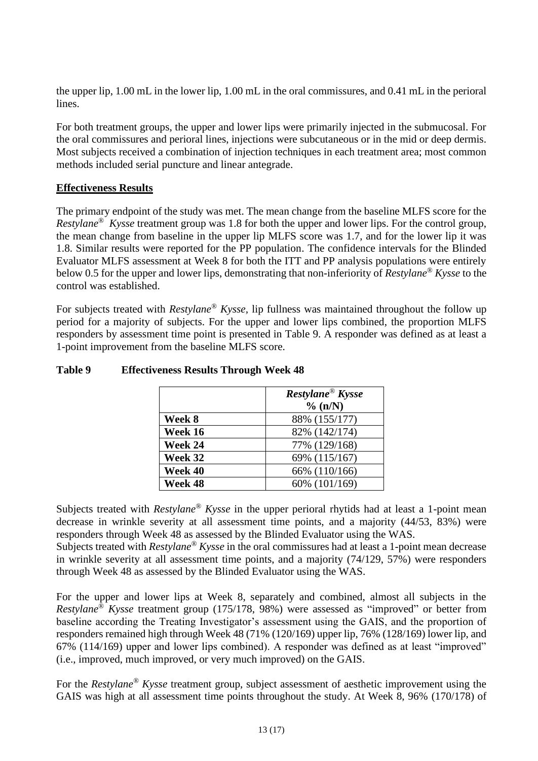the upper lip, 1.00 mL in the lower lip, 1.00 mL in the oral commissures, and 0.41 mL in the perioral lines.

For both treatment groups, the upper and lower lips were primarily injected in the submucosal. For the oral commissures and perioral lines, injections were subcutaneous or in the mid or deep dermis. Most subjects received a combination of injection techniques in each treatment area; most common methods included serial puncture and linear antegrade.

## Effectiveness Results

The primary endpoint of the study was met. The mean change from the baseline MLFS score for the *Restylane® Kysse* treatment group was 1.8 for both the upper and lower lips. For the control group, the mean change from baseline in the upper lip MLFS score was 1.7, and for the lower lip it was 1.8. Similar results were reported for the PP population. The confidence intervals for the Blinded Evaluator MLFS assessment at Week 8 for both the ITT and PP analysis populations were entirely below 0.5 for the upper and lower lips, demonstrating that non-inferiority of *Restylane® Kysse* to the control was established.

For subjects treated with *Restylane® Kysse*, lip fullness was maintained throughout the follow up period for a majority of subjects. For the upper and lower lips combined, the proportion MLFS responders by assessment time point is presented in Table 9. A responder was defined as at least a 1-point improvement from the baseline MLFS score.

**Table 9 Effectiveness Results Through Week 48**

| | ***Restylane® Kysse*** **% (n/N)** |
|---|---|
| **Week 8** | 88% (155/177) |
| **Week 16** | 82% (142/174) |
| **Week 24** | 77% (129/168) |
| **Week 32** | 69% (115/167) |
| **Week 40** | 66% (110/166) |
| **Week 48** | 60% (101/169) |

Subjects treated with *Restylane® Kysse* in the upper perioral rhytids had at least a 1-point mean decrease in wrinkle severity at all assessment time points, and a majority (44/53, 83%) were responders through Week 48 as assessed by the Blinded Evaluator using the WAS.
Subjects treated with *Restylane® Kysse* in the oral commissures had at least a 1-point mean decrease in wrinkle severity at all assessment time points, and a majority (74/129, 57%) were responders through Week 48 as assessed by the Blinded Evaluator using the WAS.

For the upper and lower lips at Week 8, separately and combined, almost all subjects in the *Restylane® Kysse* treatment group (175/178, 98%) were assessed as "improved" or better from baseline according the Treating Investigator's assessment using the GAIS, and the proportion of responders remained high through Week 48 (71% (120/169) upper lip, 76% (128/169) lower lip, and 67% (114/169) upper and lower lips combined). A responder was defined as at least "improved" (i.e., improved, much improved, or very much improved) on the GAIS.

For the *Restylane® Kysse* treatment group, subject assessment of aesthetic improvement using the GAIS was high at all assessment time points throughout the study. At Week 8, 96% (170/178) of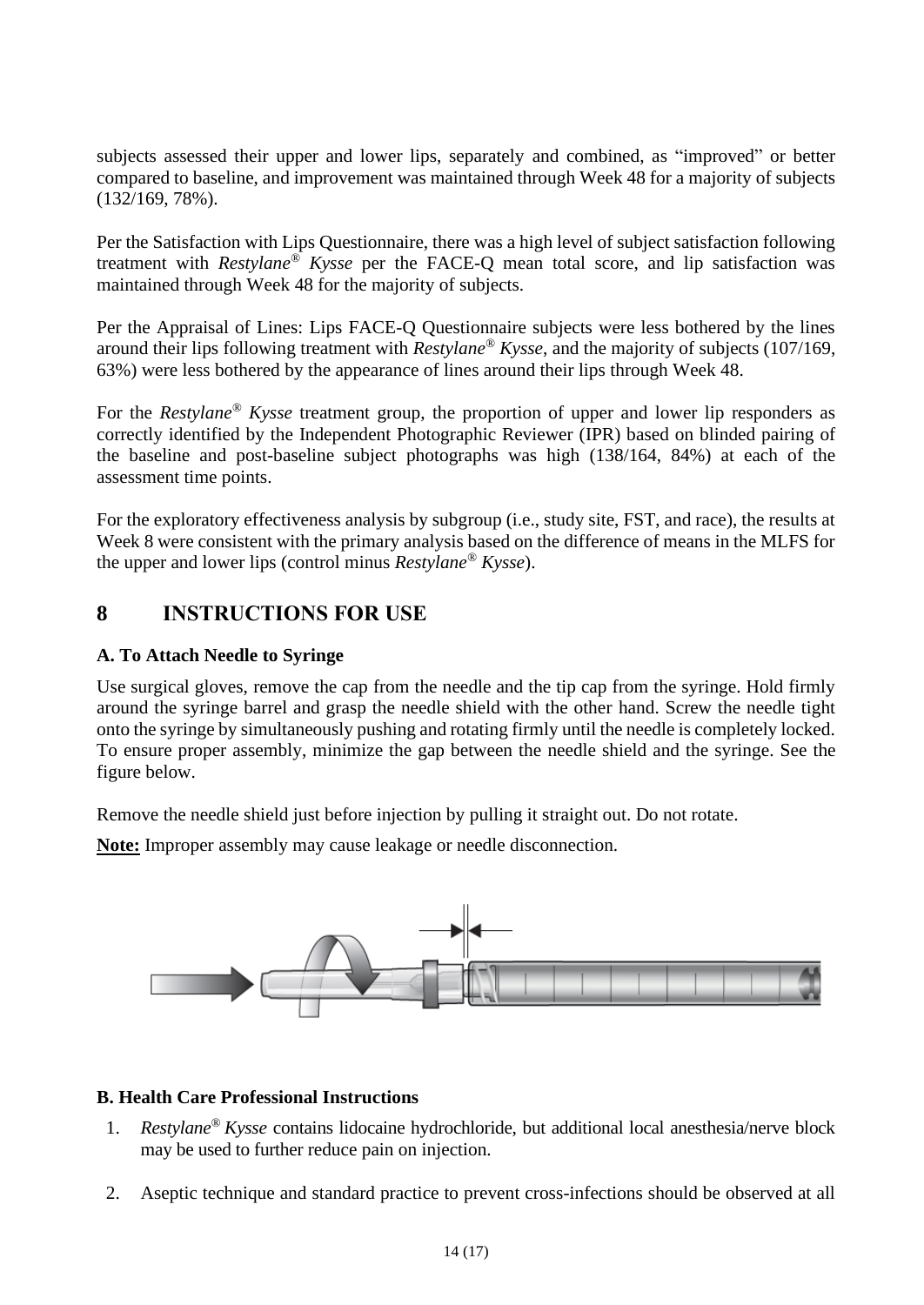subjects assessed their upper and lower lips, separately and combined, as "improved" or better compared to baseline, and improvement was maintained through Week 48 for a majority of subjects (132/169, 78%).

Per the Satisfaction with Lips Questionnaire, there was a high level of subject satisfaction following treatment with *Restylane® Kysse* per the FACE-Q mean total score, and lip satisfaction was maintained through Week 48 for the majority of subjects.

Per the Appraisal of Lines: Lips FACE-Q Questionnaire subjects were less bothered by the lines around their lips following treatment with *Restylane® Kysse*, and the majority of subjects (107/169, 63%) were less bothered by the appearance of lines around their lips through Week 48.

For the *Restylane® Kysse* treatment group, the proportion of upper and lower lip responders as correctly identified by the Independent Photographic Reviewer (IPR) based on blinded pairing of the baseline and post-baseline subject photographs was high (138/164, 84%) at each of the assessment time points.

For the exploratory effectiveness analysis by subgroup (i.e., study site, FST, and race), the results at Week 8 were consistent with the primary analysis based on the difference of means in the MLFS for the upper and lower lips (control minus *Restylane® Kysse*).

# 8 INSTRUCTIONS FOR USE

### A. To Attach Needle to Syringe

Use surgical gloves, remove the cap from the needle and the tip cap from the syringe. Hold firmly around the syringe barrel and grasp the needle shield with the other hand. Screw the needle tight onto the syringe by simultaneously pushing and rotating firmly until the needle is completely locked. To ensure proper assembly, minimize the gap between the needle shield and the syringe. See the figure below.

Remove the needle shield just before injection by pulling it straight out. Do not rotate.

**Note:** Improper assembly may cause leakage or needle disconnection.

### B. Health Care Professional Instructions

1. *Restylane® Kysse* contains lidocaine hydrochloride, but additional local anesthesia/nerve block may be used to further reduce pain on injection.

2. Aseptic technique and standard practice to prevent cross-infections should be observed at all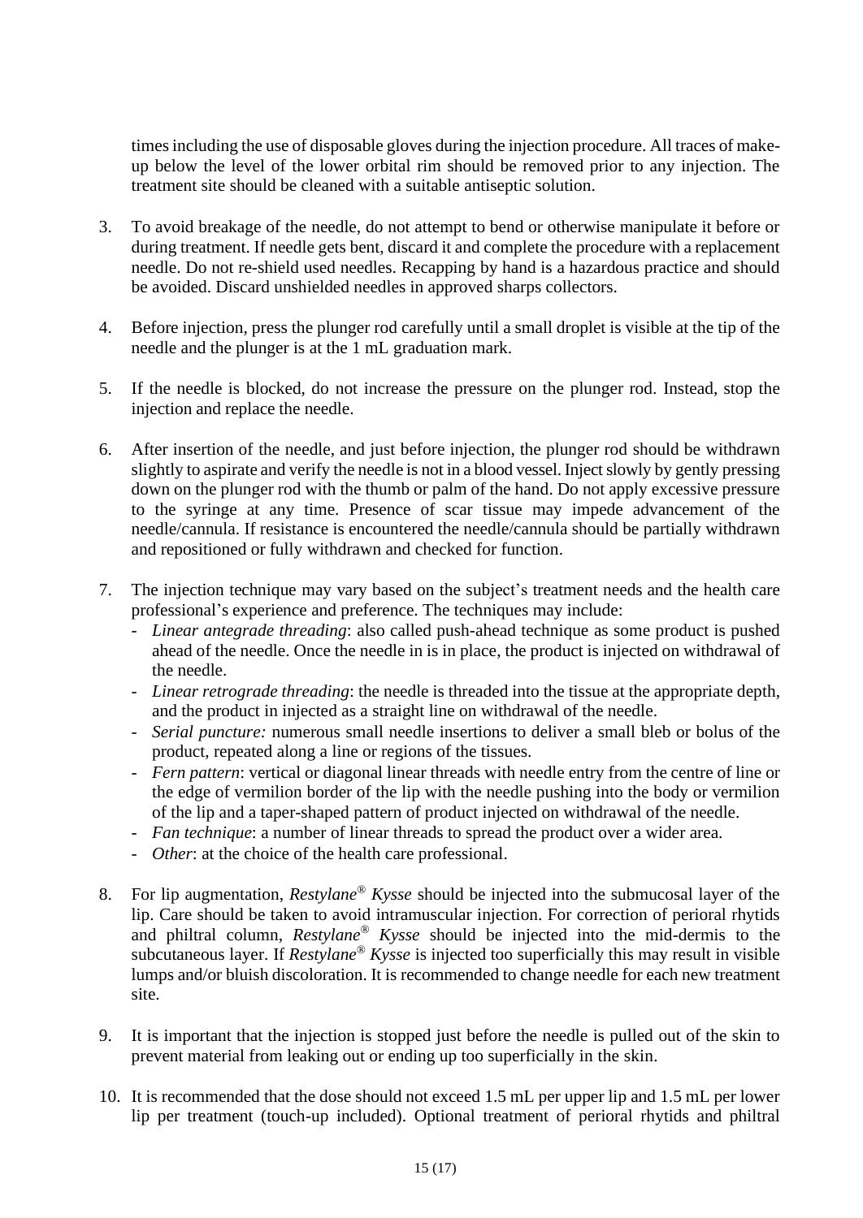times including the use of disposable gloves during the injection procedure. All traces of make-up below the level of the lower orbital rim should be removed prior to any injection. The treatment site should be cleaned with a suitable antiseptic solution.

3. To avoid breakage of the needle, do not attempt to bend or otherwise manipulate it before or during treatment. If needle gets bent, discard it and complete the procedure with a replacement needle. Do not re-shield used needles. Recapping by hand is a hazardous practice and should be avoided. Discard unshielded needles in approved sharps collectors.

4. Before injection, press the plunger rod carefully until a small droplet is visible at the tip of the needle and the plunger is at the 1 mL graduation mark.

5. If the needle is blocked, do not increase the pressure on the plunger rod. Instead, stop the injection and replace the needle.

6. After insertion of the needle, and just before injection, the plunger rod should be withdrawn slightly to aspirate and verify the needle is not in a blood vessel. Inject slowly by gently pressing down on the plunger rod with the thumb or palm of the hand. Do not apply excessive pressure to the syringe at any time. Presence of scar tissue may impede advancement of the needle/cannula. If resistance is encountered the needle/cannula should be partially withdrawn and repositioned or fully withdrawn and checked for function.

7. The injection technique may vary based on the subject's treatment needs and the health care professional's experience and preference. The techniques may include:
   - *Linear antegrade threading*: also called push-ahead technique as some product is pushed ahead of the needle. Once the needle in is in place, the product is injected on withdrawal of the needle.
   - *Linear retrograde threading*: the needle is threaded into the tissue at the appropriate depth, and the product in injected as a straight line on withdrawal of the needle.
   - *Serial puncture:* numerous small needle insertions to deliver a small bleb or bolus of the product, repeated along a line or regions of the tissues.
   - *Fern pattern*: vertical or diagonal linear threads with needle entry from the centre of line or the edge of vermilion border of the lip with the needle pushing into the body or vermilion of the lip and a taper-shaped pattern of product injected on withdrawal of the needle.
   - *Fan technique*: a number of linear threads to spread the product over a wider area.
   - *Other*: at the choice of the health care professional.

8. For lip augmentation, *Restylane® Kysse* should be injected into the submucosal layer of the lip. Care should be taken to avoid intramuscular injection. For correction of perioral rhytids and philtral column, *Restylane® Kysse* should be injected into the mid-dermis to the subcutaneous layer. If *Restylane® Kysse* is injected too superficially this may result in visible lumps and/or bluish discoloration. It is recommended to change needle for each new treatment site.

9. It is important that the injection is stopped just before the needle is pulled out of the skin to prevent material from leaking out or ending up too superficially in the skin.

10. It is recommended that the dose should not exceed 1.5 mL per upper lip and 1.5 mL per lower lip per treatment (touch-up included). Optional treatment of perioral rhytids and philtral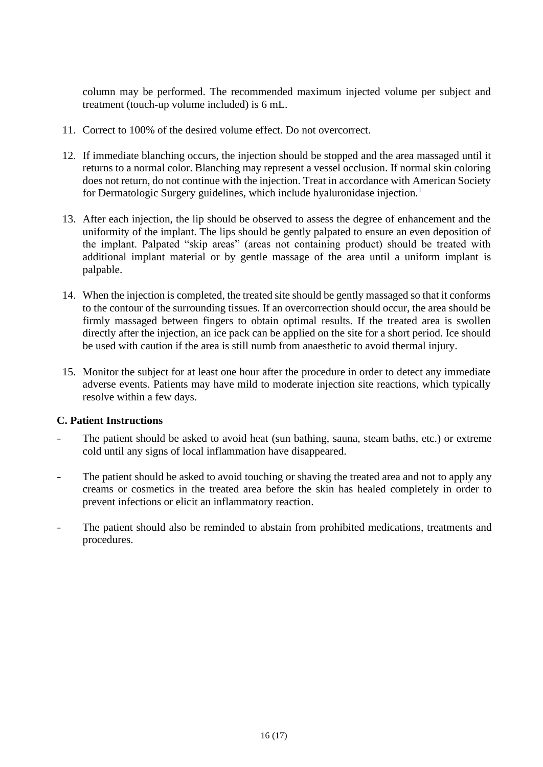column may be performed. The recommended maximum injected volume per subject and treatment (touch-up volume included) is 6 mL.

11. Correct to 100% of the desired volume effect. Do not overcorrect.

12. If immediate blanching occurs, the injection should be stopped and the area massaged until it returns to a normal color. Blanching may represent a vessel occlusion. If normal skin coloring does not return, do not continue with the injection. Treat in accordance with American Society for Dermatologic Surgery guidelines, which include hyaluronidase injection.[1]

13. After each injection, the lip should be observed to assess the degree of enhancement and the uniformity of the implant. The lips should be gently palpated to ensure an even deposition of the implant. Palpated "skip areas" (areas not containing product) should be treated with additional implant material or by gentle massage of the area until a uniform implant is palpable.

14. When the injection is completed, the treated site should be gently massaged so that it conforms to the contour of the surrounding tissues. If an overcorrection should occur, the area should be firmly massaged between fingers to obtain optimal results. If the treated area is swollen directly after the injection, an ice pack can be applied on the site for a short period. Ice should be used with caution if the area is still numb from anaesthetic to avoid thermal injury.

15. Monitor the subject for at least one hour after the procedure in order to detect any immediate adverse events. Patients may have mild to moderate injection site reactions, which typically resolve within a few days.

**C. Patient Instructions**

- The patient should be asked to avoid heat (sun bathing, sauna, steam baths, etc.) or extreme cold until any signs of local inflammation have disappeared.

- The patient should be asked to avoid touching or shaving the treated area and not to apply any creams or cosmetics in the treated area before the skin has healed completely in order to prevent infections or elicit an inflammatory reaction.

- The patient should also be reminded to abstain from prohibited medications, treatments and procedures.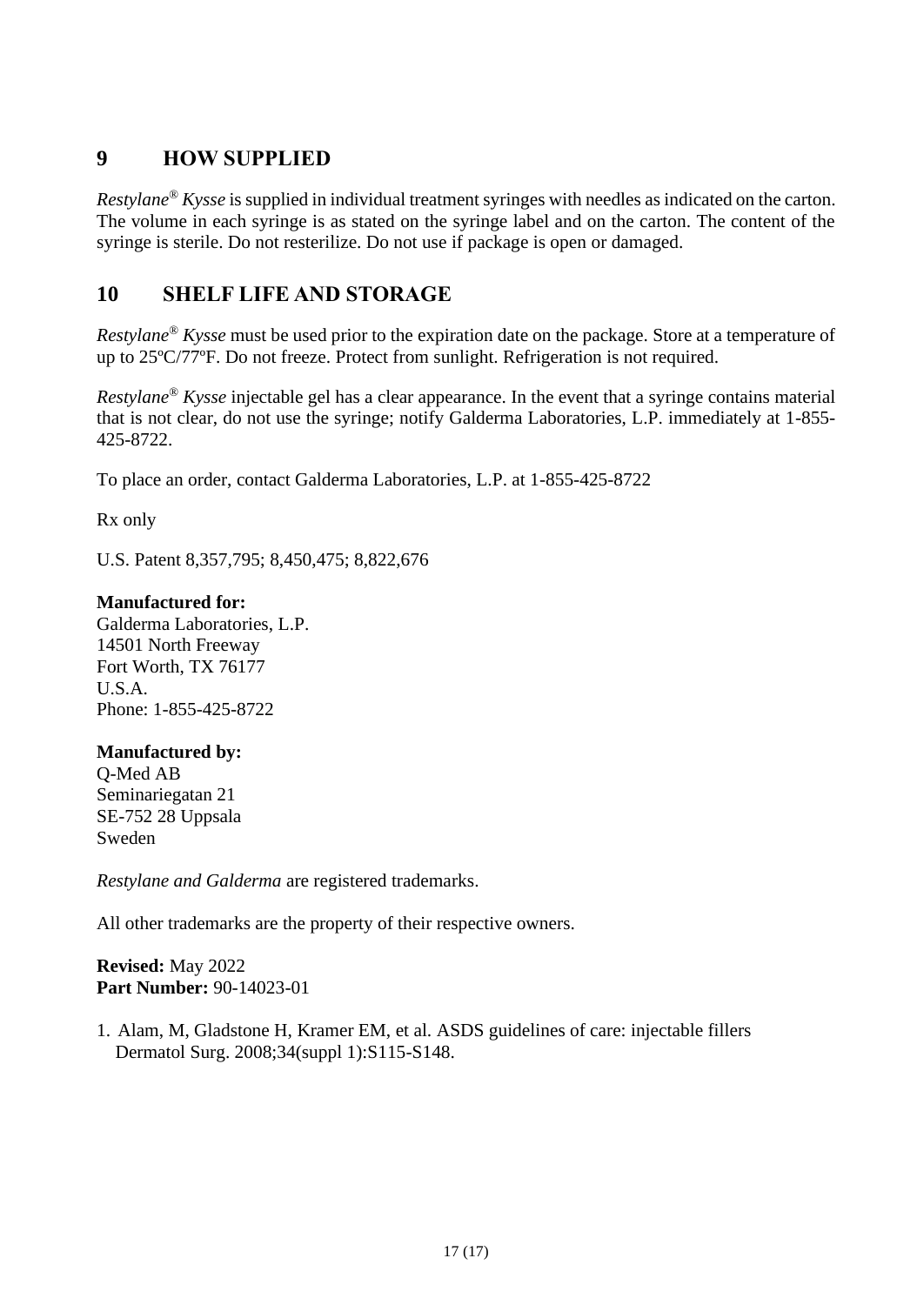## 9 HOW SUPPLIED

*Restylane® Kysse* is supplied in individual treatment syringes with needles as indicated on the carton. The volume in each syringe is as stated on the syringe label and on the carton. The content of the syringe is sterile. Do not resterilize. Do not use if package is open or damaged.

## 10 SHELF LIFE AND STORAGE

*Restylane® Kysse* must be used prior to the expiration date on the package. Store at a temperature of up to 25ºC/77ºF. Do not freeze. Protect from sunlight. Refrigeration is not required.

*Restylane® Kysse* injectable gel has a clear appearance. In the event that a syringe contains material that is not clear, do not use the syringe; notify Galderma Laboratories, L.P. immediately at 1-855-425-8722.

To place an order, contact Galderma Laboratories, L.P. at 1-855-425-8722

Rx only

U.S. Patent 8,357,795; 8,450,475; 8,822,676

**Manufactured for:**
Galderma Laboratories, L.P.
14501 North Freeway
Fort Worth, TX 76177
U.S.A.
Phone: 1-855-425-8722

**Manufactured by:**
Q-Med AB
Seminariegatan 21
SE-752 28 Uppsala
Sweden

*Restylane and Galderma* are registered trademarks.

All other trademarks are the property of their respective owners.

**Revised:** May 2022
**Part Number:** 90-14023-01

1. Alam, M, Gladstone H, Kramer EM, et al. ASDS guidelines of care: injectable fillers Dermatol Surg. 2008;34(suppl 1):S115-S148.